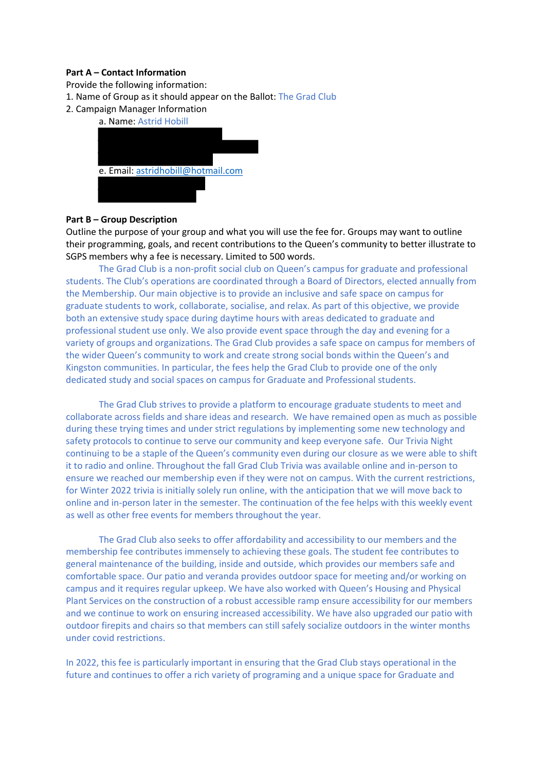**Part A – Contact Information**

Provide the following information:

1. Name of Group as it should appear on the Ballot: The Grad Club
2. Campaign Manager Information
   a. Name: Astrid Hobill

   e. Email: astridhobill@hotmail.com

**Part B – Group Description**

Outline the purpose of your group and what you will use the fee for. Groups may want to outline their programming, goals, and recent contributions to the Queen's community to better illustrate to SGPS members why a fee is necessary. Limited to 500 words.

The Grad Club is a non-profit social club on Queen's campus for graduate and professional students. The Club's operations are coordinated through a Board of Directors, elected annually from the Membership. Our main objective is to provide an inclusive and safe space on campus for graduate students to work, collaborate, socialise, and relax. As part of this objective, we provide both an extensive study space during daytime hours with areas dedicated to graduate and professional student use only. We also provide event space through the day and evening for a variety of groups and organizations. The Grad Club provides a safe space on campus for members of the wider Queen's community to work and create strong social bonds within the Queen's and Kingston communities. In particular, the fees help the Grad Club to provide one of the only dedicated study and social spaces on campus for Graduate and Professional students.

The Grad Club strives to provide a platform to encourage graduate students to meet and collaborate across fields and share ideas and research. We have remained open as much as possible during these trying times and under strict regulations by implementing some new technology and safety protocols to continue to serve our community and keep everyone safe. Our Trivia Night continuing to be a staple of the Queen's community even during our closure as we were able to shift it to radio and online. Throughout the fall Grad Club Trivia was available online and in-person to ensure we reached our membership even if they were not on campus. With the current restrictions, for Winter 2022 trivia is initially solely run online, with the anticipation that we will move back to online and in-person later in the semester. The continuation of the fee helps with this weekly event as well as other free events for members throughout the year.

The Grad Club also seeks to offer affordability and accessibility to our members and the membership fee contributes immensely to achieving these goals. The student fee contributes to general maintenance of the building, inside and outside, which provides our members safe and comfortable space. Our patio and veranda provides outdoor space for meeting and/or working on campus and it requires regular upkeep. We have also worked with Queen's Housing and Physical Plant Services on the construction of a robust accessible ramp ensure accessibility for our members and we continue to work on ensuring increased accessibility. We have also upgraded our patio with outdoor firepits and chairs so that members can still safely socialize outdoors in the winter months under covid restrictions.

In 2022, this fee is particularly important in ensuring that the Grad Club stays operational in the future and continues to offer a rich variety of programing and a unique space for Graduate and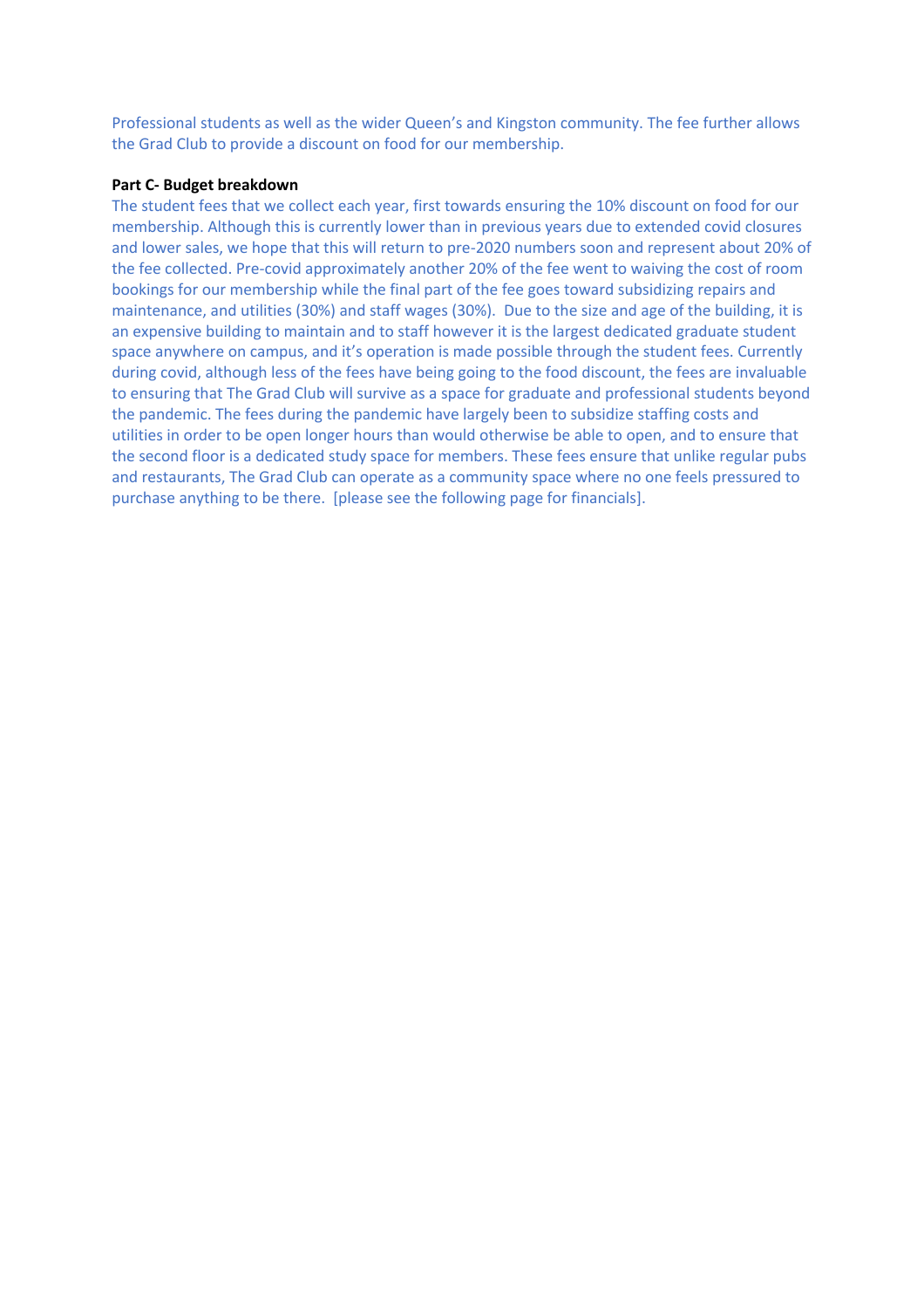Professional students as well as the wider Queen's and Kingston community. The fee further allows the Grad Club to provide a discount on food for our membership.

**Part C- Budget breakdown**

The student fees that we collect each year, first towards ensuring the 10% discount on food for our membership. Although this is currently lower than in previous years due to extended covid closures and lower sales, we hope that this will return to pre-2020 numbers soon and represent about 20% of the fee collected. Pre-covid approximately another 20% of the fee went to waiving the cost of room bookings for our membership while the final part of the fee goes toward subsidizing repairs and maintenance, and utilities (30%) and staff wages (30%). Due to the size and age of the building, it is an expensive building to maintain and to staff however it is the largest dedicated graduate student space anywhere on campus, and it's operation is made possible through the student fees. Currently during covid, although less of the fees have being going to the food discount, the fees are invaluable to ensuring that The Grad Club will survive as a space for graduate and professional students beyond the pandemic. The fees during the pandemic have largely been to subsidize staffing costs and utilities in order to be open longer hours than would otherwise be able to open, and to ensure that the second floor is a dedicated study space for members. These fees ensure that unlike regular pubs and restaurants, The Grad Club can operate as a community space where no one feels pressured to purchase anything to be there. [please see the following page for financials].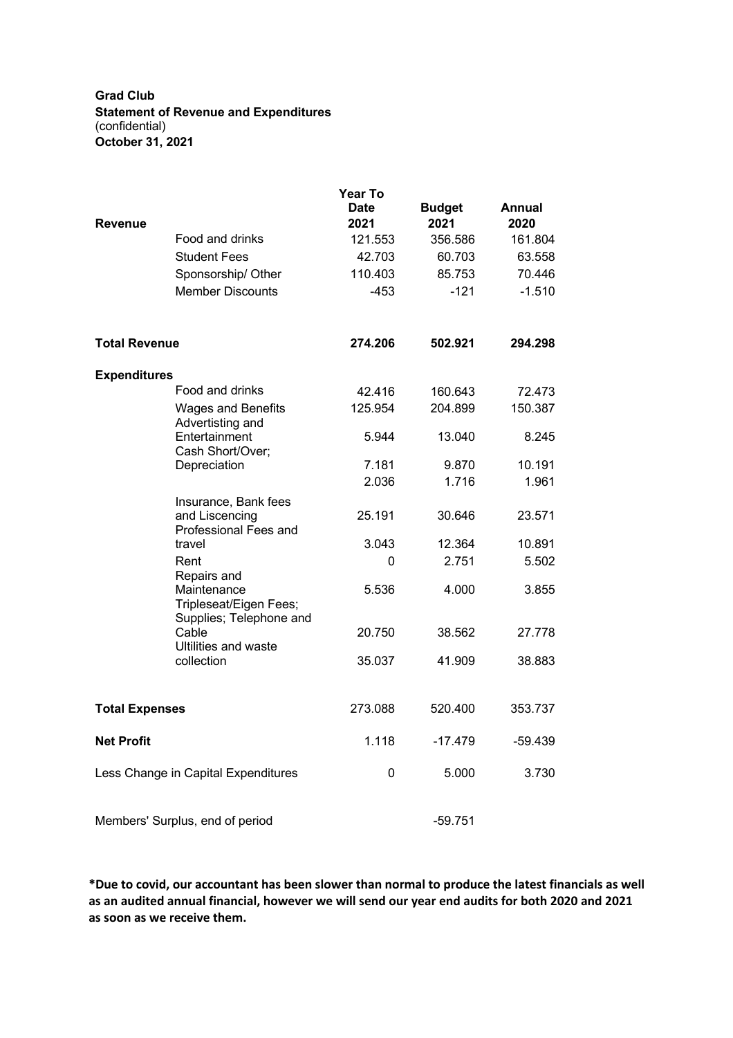**Grad Club**
**Statement of Revenue and Expenditures**
(confidential)
**October 31, 2021**

| | | Year To Date 2021 | Budget 2021 | Annual 2020 |
|---|---|---|---|---|
| **Revenue** | | | | |
| | Food and drinks | 121.553 | 356.586 | 161.804 |
| | Student Fees | 42.703 | 60.703 | 63.558 |
| | Sponsorship/ Other | 110.403 | 85.753 | 70.446 |
| | Member Discounts | -453 | -121 | -1.510 |
| **Total Revenue** | | **274.206** | **502.921** | **294.298** |
| **Expenditures** | | | | |
| | Food and drinks | 42.416 | 160.643 | 72.473 |
| | Wages and Benefits | 125.954 | 204.899 | 150.387 |
| | Advertising and Entertainment | 5.944 | 13.040 | 8.245 |
| | Cash Short/Over; Depreciation | 7.181 | 9.870 | 10.191 |
| | | 2.036 | 1.716 | 1.961 |
| | Insurance, Bank fees and Liscencing | 25.191 | 30.646 | 23.571 |
| | Professional Fees and travel | 3.043 | 12.364 | 10.891 |
| | Rent | 0 | 2.751 | 5.502 |
| | Repairs and Maintenance | 5.536 | 4.000 | 3.855 |
| | Tripleseat/Eigen Fees; Supplies; Telephone and Cable | 20.750 | 38.562 | 27.778 |
| | Ultilities and waste collection | 35.037 | 41.909 | 38.883 |
| **Total Expenses** | | 273.088 | 520.400 | 353.737 |
| **Net Profit** | | 1.118 | -17.479 | -59.439 |
| Less Change in Capital Expenditures | | 0 | 5.000 | 3.730 |
| Members' Surplus, end of period | | | -59.751 | |

**\*Due to covid, our accountant has been slower than normal to produce the latest financials as well as an audited annual financial, however we will send our year end audits for both 2020 and 2021 as soon as we receive them.**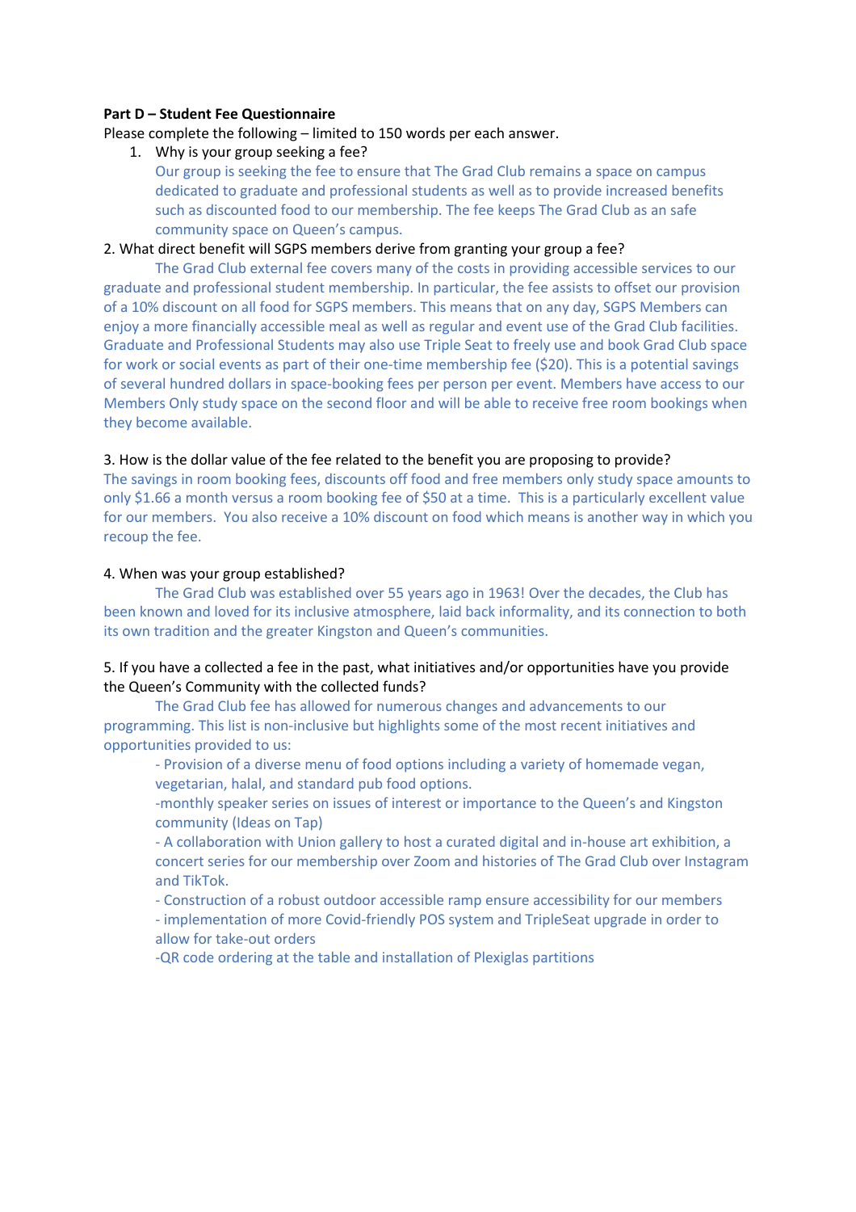**Part D – Student Fee Questionnaire**

Please complete the following – limited to 150 words per each answer.

1. Why is your group seeking a fee?

   Our group is seeking the fee to ensure that The Grad Club remains a space on campus dedicated to graduate and professional students as well as to provide increased benefits such as discounted food to our membership. The fee keeps The Grad Club as an safe community space on Queen's campus.

2. What direct benefit will SGPS members derive from granting your group a fee?

   The Grad Club external fee covers many of the costs in providing accessible services to our graduate and professional student membership. In particular, the fee assists to offset our provision of a 10% discount on all food for SGPS members. This means that on any day, SGPS Members can enjoy a more financially accessible meal as well as regular and event use of the Grad Club facilities. Graduate and Professional Students may also use Triple Seat to freely use and book Grad Club space for work or social events as part of their one-time membership fee ($20). This is a potential savings of several hundred dollars in space-booking fees per person per event. Members have access to our Members Only study space on the second floor and will be able to receive free room bookings when they become available.

3. How is the dollar value of the fee related to the benefit you are proposing to provide?

   The savings in room booking fees, discounts off food and free members only study space amounts to only $1.66 a month versus a room booking fee of $50 at a time. This is a particularly excellent value for our members. You also receive a 10% discount on food which means is another way in which you recoup the fee.

4. When was your group established?

   The Grad Club was established over 55 years ago in 1963! Over the decades, the Club has been known and loved for its inclusive atmosphere, laid back informality, and its connection to both its own tradition and the greater Kingston and Queen's communities.

5. If you have a collected a fee in the past, what initiatives and/or opportunities have you provide the Queen's Community with the collected funds?

   The Grad Club fee has allowed for numerous changes and advancements to our programming. This list is non-inclusive but highlights some of the most recent initiatives and opportunities provided to us:

   - Provision of a diverse menu of food options including a variety of homemade vegan, vegetarian, halal, and standard pub food options.
   - monthly speaker series on issues of interest or importance to the Queen's and Kingston community (Ideas on Tap)
   - A collaboration with Union gallery to host a curated digital and in-house art exhibition, a concert series for our membership over Zoom and histories of The Grad Club over Instagram and TikTok.
   - Construction of a robust outdoor accessible ramp ensure accessibility for our members
   - implementation of more Covid-friendly POS system and TripleSeat upgrade in order to allow for take-out orders
   - QR code ordering at the table and installation of Plexiglas partitions